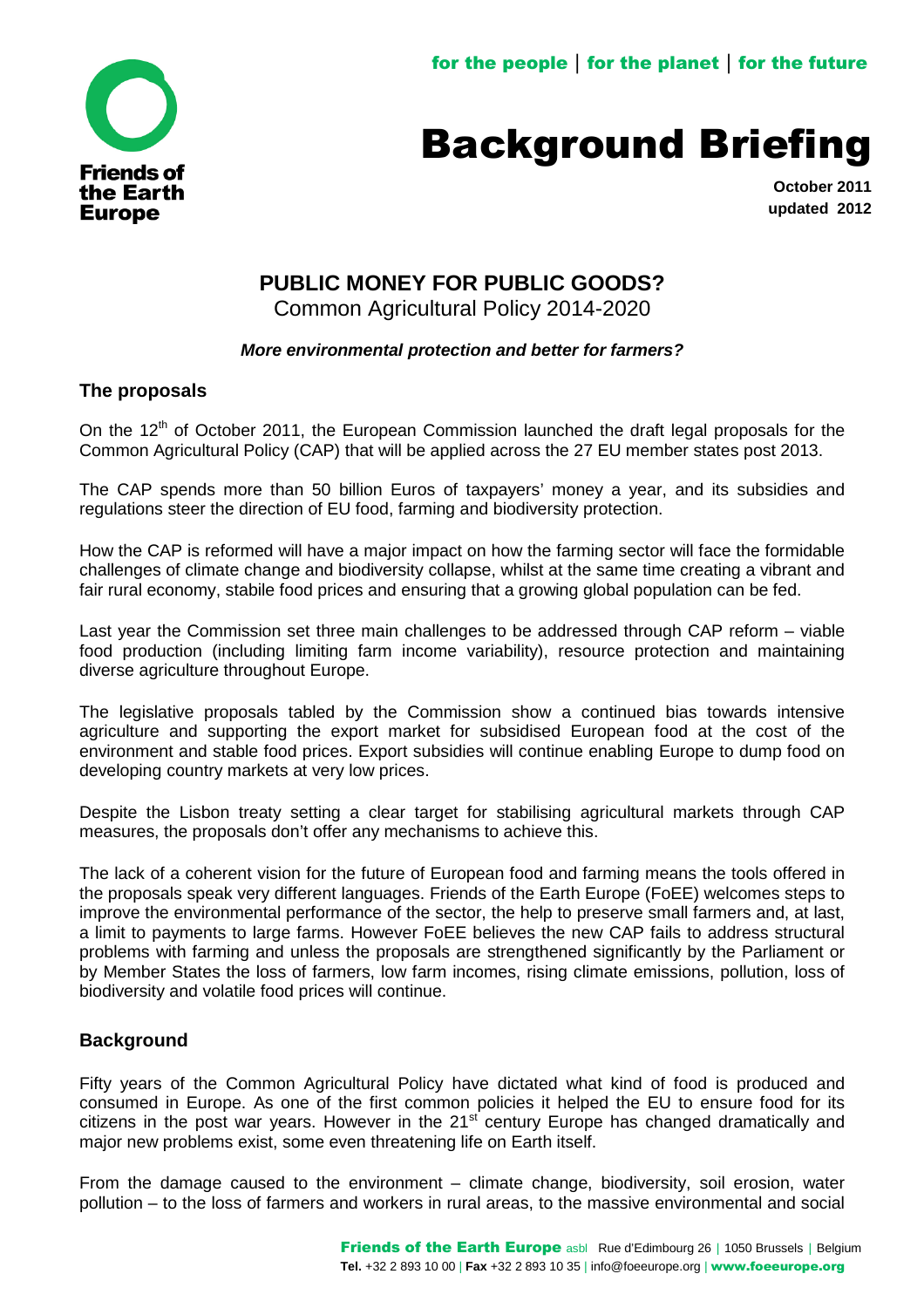Friends of the Earth Europe

for the people | for the planet | for the future

# Background Briefing

**October 2011**
**updated 2012**

## PUBLIC MONEY FOR PUBLIC GOODS?

Common Agricultural Policy 2014-2020

***More environmental protection and better for farmers?***

### The proposals

On the 12th of October 2011, the European Commission launched the draft legal proposals for the Common Agricultural Policy (CAP) that will be applied across the 27 EU member states post 2013.

The CAP spends more than 50 billion Euros of taxpayers' money a year, and its subsidies and regulations steer the direction of EU food, farming and biodiversity protection.

How the CAP is reformed will have a major impact on how the farming sector will face the formidable challenges of climate change and biodiversity collapse, whilst at the same time creating a vibrant and fair rural economy, stabile food prices and ensuring that a growing global population can be fed.

Last year the Commission set three main challenges to be addressed through CAP reform – viable food production (including limiting farm income variability), resource protection and maintaining diverse agriculture throughout Europe.

The legislative proposals tabled by the Commission show a continued bias towards intensive agriculture and supporting the export market for subsidised European food at the cost of the environment and stable food prices. Export subsidies will continue enabling Europe to dump food on developing country markets at very low prices.

Despite the Lisbon treaty setting a clear target for stabilising agricultural markets through CAP measures, the proposals don't offer any mechanisms to achieve this.

The lack of a coherent vision for the future of European food and farming means the tools offered in the proposals speak very different languages. Friends of the Earth Europe (FoEE) welcomes steps to improve the environmental performance of the sector, the help to preserve small farmers and, at last, a limit to payments to large farms. However FoEE believes the new CAP fails to address structural problems with farming and unless the proposals are strengthened significantly by the Parliament or by Member States the loss of farmers, low farm incomes, rising climate emissions, pollution, loss of biodiversity and volatile food prices will continue.

### Background

Fifty years of the Common Agricultural Policy have dictated what kind of food is produced and consumed in Europe. As one of the first common policies it helped the EU to ensure food for its citizens in the post war years. However in the 21st century Europe has changed dramatically and major new problems exist, some even threatening life on Earth itself.

From the damage caused to the environment – climate change, biodiversity, soil erosion, water pollution – to the loss of farmers and workers in rural areas, to the massive environmental and social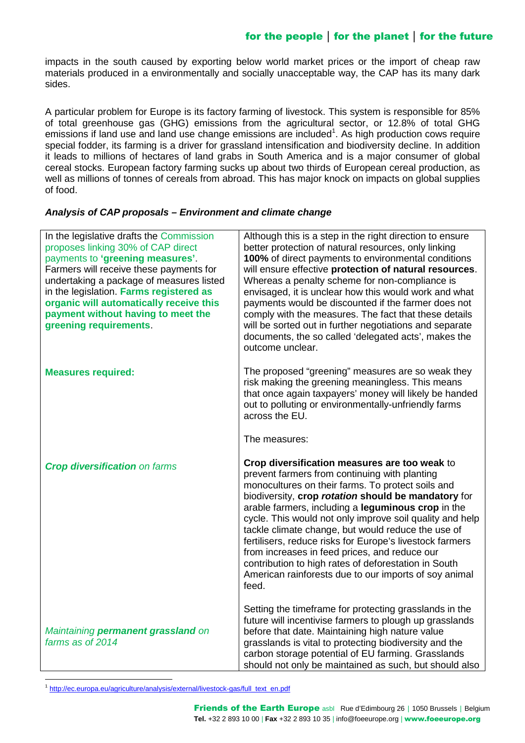impacts in the south caused by exporting below world market prices or the import of cheap raw materials produced in a environmentally and socially unacceptable way, the CAP has its many dark sides.

A particular problem for Europe is its factory farming of livestock. This system is responsible for 85% of total greenhouse gas (GHG) emissions from the agricultural sector, or 12.8% of total GHG emissions if land use and land use change emissions are included[1]. As high production cows require special fodder, its farming is a driver for grassland intensification and biodiversity decline. In addition it leads to millions of hectares of land grabs in South America and is a major consumer of global cereal stocks. European factory farming sucks up about two thirds of European cereal production, as well as millions of tonnes of cereals from abroad. This has major knock on impacts on global supplies of food.

***Analysis of CAP proposals – Environment and climate change***

| | |
|---|---|
| In the legislative drafts the Commission proposes linking 30% of CAP direct payments to **'greening measures'**. Farmers will receive these payments for undertaking a package of measures listed in the legislation. **Farms registered as organic will automatically receive this payment without having to meet the greening requirements**. | Although this is a step in the right direction to ensure better protection of natural resources, only linking **100%** of direct payments to environmental conditions will ensure effective **protection of natural resources**. Whereas a penalty scheme for non-compliance is envisaged, it is unclear how this would work and what payments would be discounted if the farmer does not comply with the measures. The fact that these details will be sorted out in further negotiations and separate documents, the so called 'delegated acts', makes the outcome unclear. |
| **Measures required:** | The proposed "greening" measures are so weak they risk making the greening meaningless. This means that once again taxpayers' money will likely be handed out to polluting or environmentally-unfriendly farms across the EU.<br><br>The measures: |
| ***Crop diversification*** *on farms* | **Crop diversification measures are too weak** to prevent farmers from continuing with planting monocultures on their farms. To protect soils and biodiversity, **crop *rotation* should be mandatory** for arable farmers, including a **leguminous crop** in the cycle. This would not only improve soil quality and help tackle climate change, but would reduce the use of fertilisers, reduce risks for Europe's livestock farmers from increases in feed prices, and reduce our contribution to high rates of deforestation in South American rainforests due to our imports of soy animal feed. |
| *Maintaining* ***permanent grassland*** *on farms as of 2014* | Setting the timeframe for protecting grasslands in the future will incentivise farmers to plough up grasslands before that date. Maintaining high nature value grasslands is vital to protecting biodiversity and the carbon storage potential of EU farming. Grasslands should not only be maintained as such, but should also |

[1] http://ec.europa.eu/agriculture/analysis/external/livestock-gas/full_text_en.pdf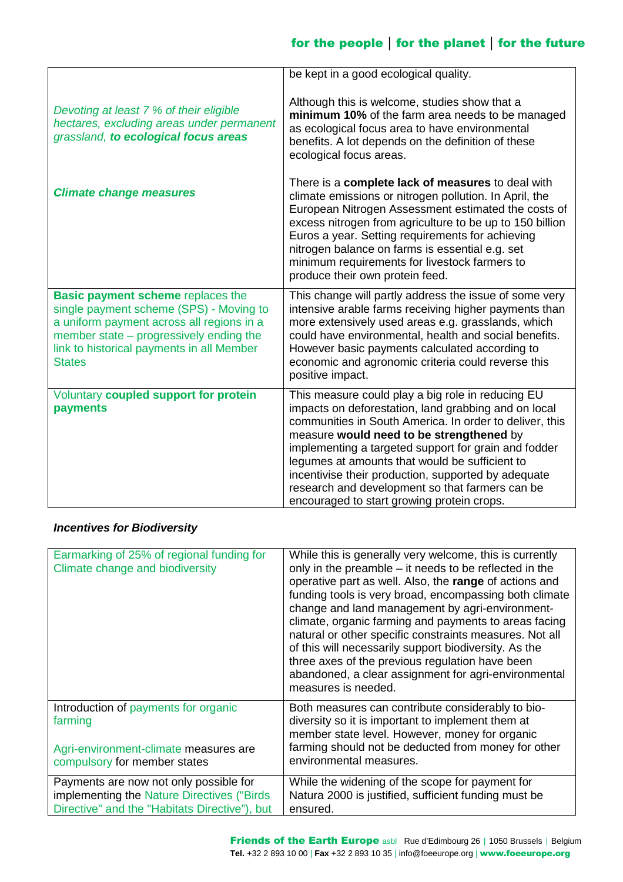| | |
|---|---|
| | be kept in a good ecological quality. |
| *Devoting at least 7 % of their eligible hectares, excluding areas under permanent grassland,* ***to ecological focus areas*** | Although this is welcome, studies show that a **minimum 10%** of the farm area needs to be managed as ecological focus area to have environmental benefits. A lot depends on the definition of these ecological focus areas. |
| ***Climate change measures*** | There is a **complete lack of measures** to deal with climate emissions or nitrogen pollution. In April, the European Nitrogen Assessment estimated the costs of excess nitrogen from agriculture to be up to 150 billion Euros a year. Setting requirements for achieving nitrogen balance on farms is essential e.g. set minimum requirements for livestock farmers to produce their own protein feed. |
| **Basic payment scheme** replaces the single payment scheme (SPS) - Moving to a uniform payment across all regions in a member state – progressively ending the link to historical payments in all Member States | This change will partly address the issue of some very intensive arable farms receiving higher payments than more extensively used areas e.g. grasslands, which could have environmental, health and social benefits. However basic payments calculated according to economic and agronomic criteria could reverse this positive impact. |
| Voluntary **coupled support for protein payments** | This measure could play a big role in reducing EU impacts on deforestation, land grabbing and on local communities in South America. In order to deliver, this measure **would need to be strengthened** by implementing a targeted support for grain and fodder legumes at amounts that would be sufficient to incentivise their production, supported by adequate research and development so that farmers can be encouraged to start growing protein crops. |

***Incentives for Biodiversity***

| | |
|---|---|
| Earmarking of 25% of regional funding for Climate change and biodiversity | While this is generally very welcome, this is currently only in the preamble – it needs to be reflected in the operative part as well. Also, the **range** of actions and funding tools is very broad, encompassing both climate change and land management by agri-environment-climate, organic farming and payments to areas facing natural or other specific constraints measures. Not all of this will necessarily support biodiversity. As the three axes of the previous regulation have been abandoned, a clear assignment for agri-environmental measures is needed. |
| Introduction of payments for organic farming<br><br>Agri-environment-climate measures are compulsory for member states | Both measures can contribute considerably to bio-diversity so it is important to implement them at member state level. However, money for organic farming should not be deducted from money for other environmental measures. |
| Payments are now not only possible for implementing the Nature Directives ("Birds Directive" and the "Habitats Directive"), but | While the widening of the scope for payment for Natura 2000 is justified, sufficient funding must be ensured. |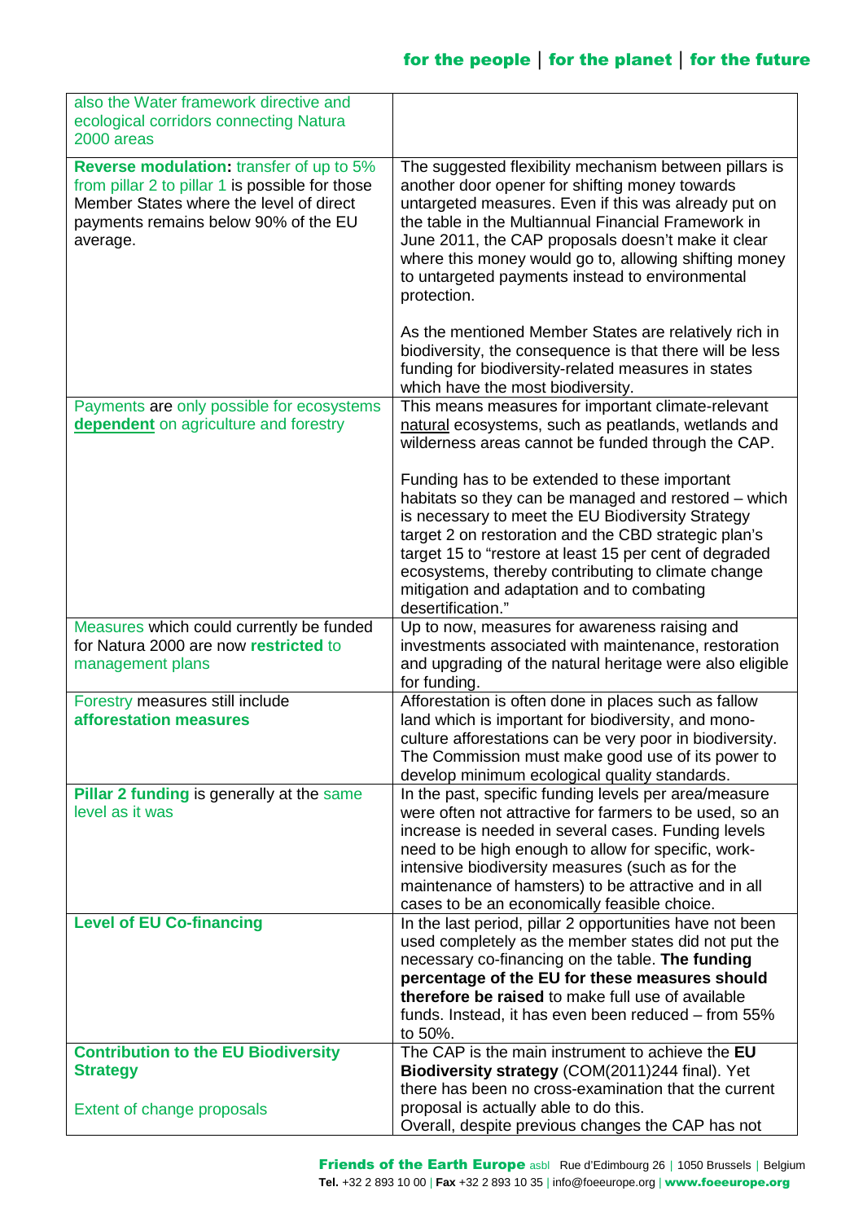| | |
|---|---|
| also the Water framework directive and ecological corridors connecting Natura 2000 areas | |
| **Reverse modulation:** transfer of up to 5% from pillar 2 to pillar 1 is possible for those Member States where the level of direct payments remains below 90% of the EU average. | The suggested flexibility mechanism between pillars is another door opener for shifting money towards untargeted measures. Even if this was already put on the table in the Multiannual Financial Framework in June 2011, the CAP proposals doesn't make it clear where this money would go to, allowing shifting money to untargeted payments instead to environmental protection.<br><br>As the mentioned Member States are relatively rich in biodiversity, the consequence is that there will be less funding for biodiversity-related measures in states which have the most biodiversity. |
| Payments are only possible for ecosystems **dependent** on agriculture and forestry | This means measures for important climate-relevant natural ecosystems, such as peatlands, wetlands and wilderness areas cannot be funded through the CAP.<br><br>Funding has to be extended to these important habitats so they can be managed and restored – which is necessary to meet the EU Biodiversity Strategy target 2 on restoration and the CBD strategic plan's target 15 to "restore at least 15 per cent of degraded ecosystems, thereby contributing to climate change mitigation and adaptation and to combating desertification." |
| Measures which could currently be funded for Natura 2000 are now **restricted** to management plans | Up to now, measures for awareness raising and investments associated with maintenance, restoration and upgrading of the natural heritage were also eligible for funding. |
| Forestry measures still include **afforestation measures** | Afforestation is often done in places such as fallow land which is important for biodiversity, and mono-culture afforestations can be very poor in biodiversity. The Commission must make good use of its power to develop minimum ecological quality standards. |
| **Pillar 2 funding** is generally at the same level as it was | In the past, specific funding levels per area/measure were often not attractive for farmers to be used, so an increase is needed in several cases. Funding levels need to be high enough to allow for specific, work-intensive biodiversity measures (such as for the maintenance of hamsters) to be attractive and in all cases to be an economically feasible choice. |
| **Level of EU Co-financing** | In the last period, pillar 2 opportunities have not been used completely as the member states did not put the necessary co-financing on the table. **The funding percentage of the EU for these measures should therefore be raised** to make full use of available funds. Instead, it has even been reduced – from 55% to 50%. |
| **Contribution to the EU Biodiversity Strategy**<br><br>Extent of change proposals | The CAP is the main instrument to achieve the **EU Biodiversity strategy** (COM(2011)244 final). Yet there has been no cross-examination that the current proposal is actually able to do this.<br>Overall, despite previous changes the CAP has not |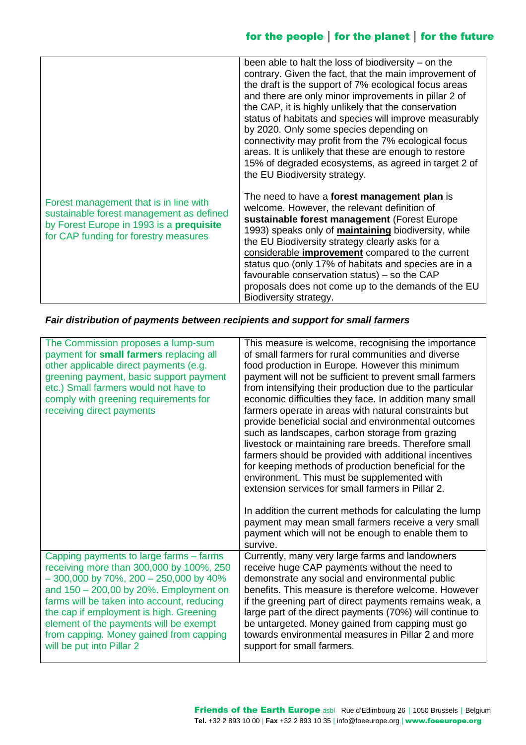| | |
|---|---|
| | been able to halt the loss of biodiversity – on the contrary. Given the fact, that the main improvement of the draft is the support of 7% ecological focus areas and there are only minor improvements in pillar 2 of the CAP, it is highly unlikely that the conservation status of habitats and species will improve measurably by 2020. Only some species depending on connectivity may profit from the 7% ecological focus areas. It is unlikely that these are enough to restore 15% of degraded ecosystems, as agreed in target 2 of the EU Biodiversity strategy. |
| Forest management that is in line with sustainable forest management as defined by Forest Europe in 1993 is a **prequisite** for CAP funding for forestry measures | The need to have a **forest management plan** is welcome. However, the relevant definition of **sustainable forest management** (Forest Europe 1993) speaks only of **maintaining** biodiversity, while the EU Biodiversity strategy clearly asks for a considerable **improvement** compared to the current status quo (only 17% of habitats and species are in a favourable conservation status) – so the CAP proposals does not come up to the demands of the EU Biodiversity strategy. |

***Fair distribution of payments between recipients and support for small farmers***

| | |
|---|---|
| The Commission proposes a lump-sum payment for **small farmers** replacing all other applicable direct payments (e.g. greening payment, basic support payment etc.) Small farmers would not have to comply with greening requirements for receiving direct payments | This measure is welcome, recognising the importance of small farmers for rural communities and diverse food production in Europe. However this minimum payment will not be sufficient to prevent small farmers from intensifying their production due to the particular economic difficulties they face. In addition many small farmers operate in areas with natural constraints but provide beneficial social and environmental outcomes such as landscapes, carbon storage from grazing livestock or maintaining rare breeds. Therefore small farmers should be provided with additional incentives for keeping methods of production beneficial for the environment. This must be supplemented with extension services for small farmers in Pillar 2.<br><br>In addition the current methods for calculating the lump payment may mean small farmers receive a very small payment which will not be enough to enable them to survive. |
| Capping payments to large farms – farms receiving more than 300,000 by 100%, 250 – 300,000 by 70%, 200 – 250,000 by 40% and 150 – 200,00 by 20%. Employment on farms will be taken into account, reducing the cap if employment is high. Greening element of the payments will be exempt from capping. Money gained from capping will be put into Pillar 2 | Currently, many very large farms and landowners receive huge CAP payments without the need to demonstrate any social and environmental public benefits. This measure is therefore welcome. However if the greening part of direct payments remains weak, a large part of the direct payments (70%) will continue to be untargeted. Money gained from capping must go towards environmental measures in Pillar 2 and more support for small farmers. |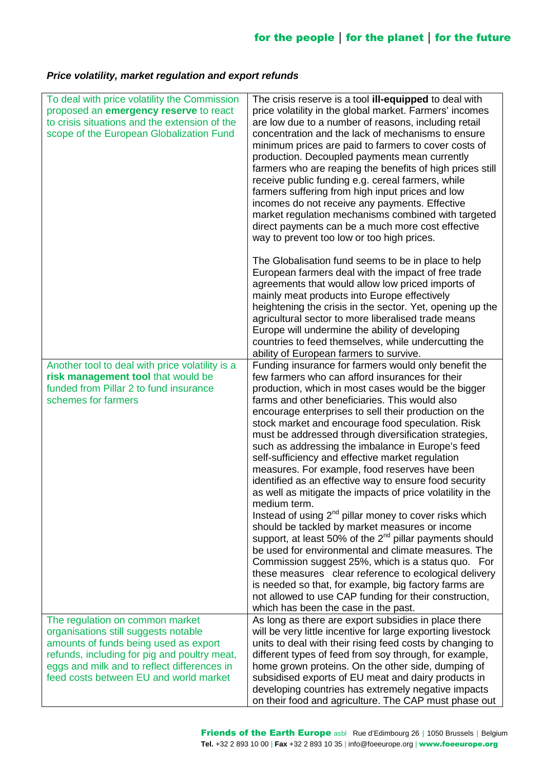***Price volatility, market regulation and export refunds***

| | |
|---|---|
| To deal with price volatility the Commission proposed an **emergency reserve** to react to crisis situations and the extension of the scope of the European Globalization Fund | The crisis reserve is a tool **ill-equipped** to deal with price volatility in the global market. Farmers' incomes are low due to a number of reasons, including retail concentration and the lack of mechanisms to ensure minimum prices are paid to farmers to cover costs of production. Decoupled payments mean currently farmers who are reaping the benefits of high prices still receive public funding e.g. cereal farmers, while farmers suffering from high input prices and low incomes do not receive any payments. Effective market regulation mechanisms combined with targeted direct payments can be a much more cost effective way to prevent too low or too high prices.<br><br>The Globalisation fund seems to be in place to help European farmers deal with the impact of free trade agreements that would allow low priced imports of mainly meat products into Europe effectively heightening the crisis in the sector. Yet, opening up the agricultural sector to more liberalised trade means Europe will undermine the ability of developing countries to feed themselves, while undercutting the ability of European farmers to survive. |
| Another tool to deal with price volatility is a **risk management tool** that would be funded from Pillar 2 to fund insurance schemes for farmers | Funding insurance for farmers would only benefit the few farmers who can afford insurances for their production, which in most cases would be the bigger farms and other beneficiaries. This would also encourage enterprises to sell their production on the stock market and encourage food speculation. Risk must be addressed through diversification strategies, such as addressing the imbalance in Europe's feed self-sufficiency and effective market regulation measures. For example, food reserves have been identified as an effective way to ensure food security as well as mitigate the impacts of price volatility in the medium term.<br>Instead of using 2nd pillar money to cover risks which should be tackled by market measures or income support, at least 50% of the 2nd pillar payments should be used for environmental and climate measures. The Commission suggest 25%, which is a status quo. For these measures clear reference to ecological delivery is needed so that, for example, big factory farms are not allowed to use CAP funding for their construction, which has been the case in the past. |
| The regulation on common market organisations still suggests notable amounts of funds being used as export refunds, including for pig and poultry meat, eggs and milk and to reflect differences in feed costs between EU and world market | As long as there are export subsidies in place there will be very little incentive for large exporting livestock units to deal with their rising feed costs by changing to different types of feed from soy through, for example, home grown proteins. On the other side, dumping of subsidised exports of EU meat and dairy products in developing countries has extremely negative impacts on their food and agriculture. The CAP must phase out |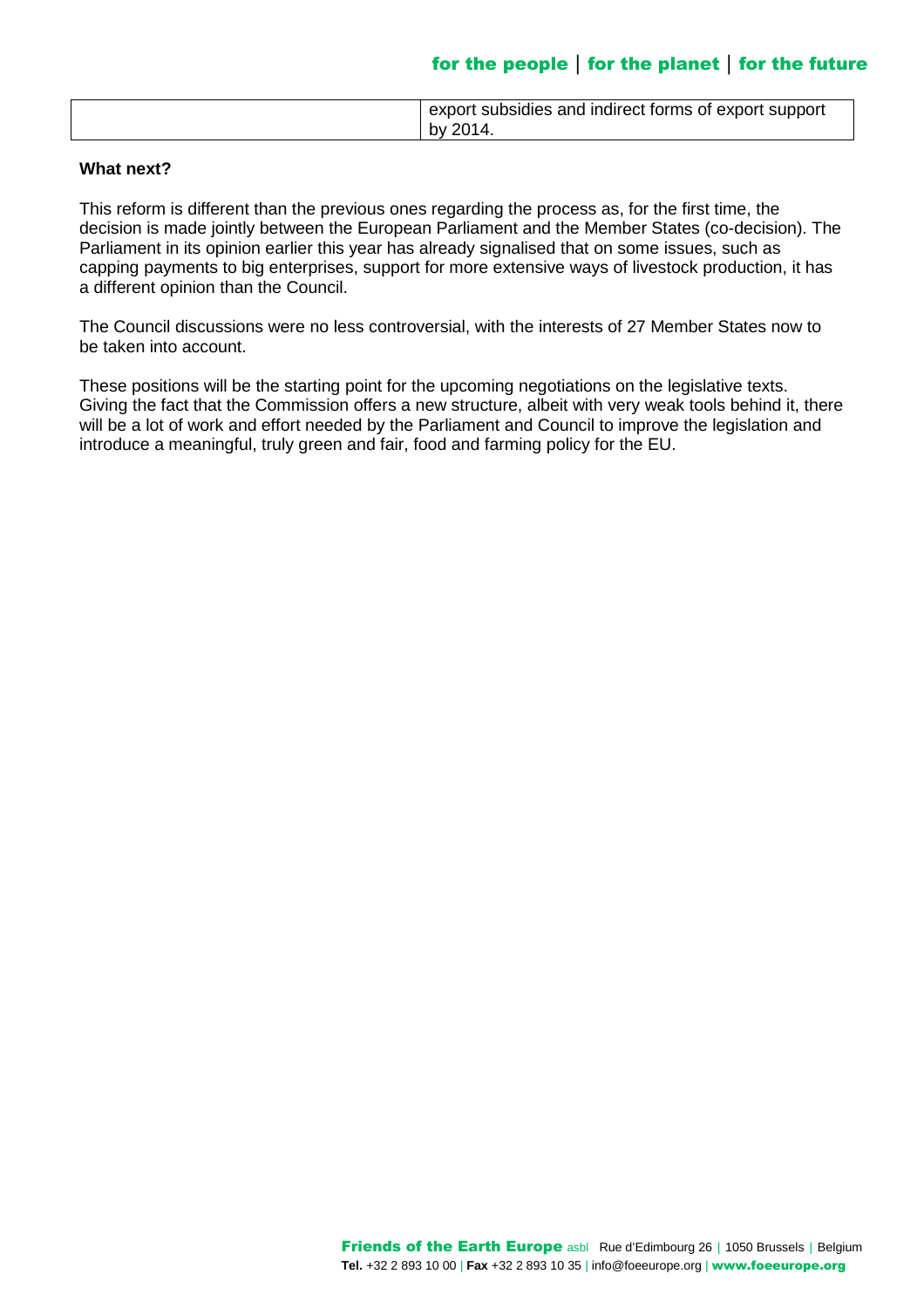| | |
|---|---|
| | export subsidies and indirect forms of export support by 2014. |

**What next?**

This reform is different than the previous ones regarding the process as, for the first time, the decision is made jointly between the European Parliament and the Member States (co-decision). The Parliament in its opinion earlier this year has already signalised that on some issues, such as capping payments to big enterprises, support for more extensive ways of livestock production, it has a different opinion than the Council.

The Council discussions were no less controversial, with the interests of 27 Member States now to be taken into account.

These positions will be the starting point for the upcoming negotiations on the legislative texts. Giving the fact that the Commission offers a new structure, albeit with very weak tools behind it, there will be a lot of work and effort needed by the Parliament and Council to improve the legislation and introduce a meaningful, truly green and fair, food and farming policy for the EU.